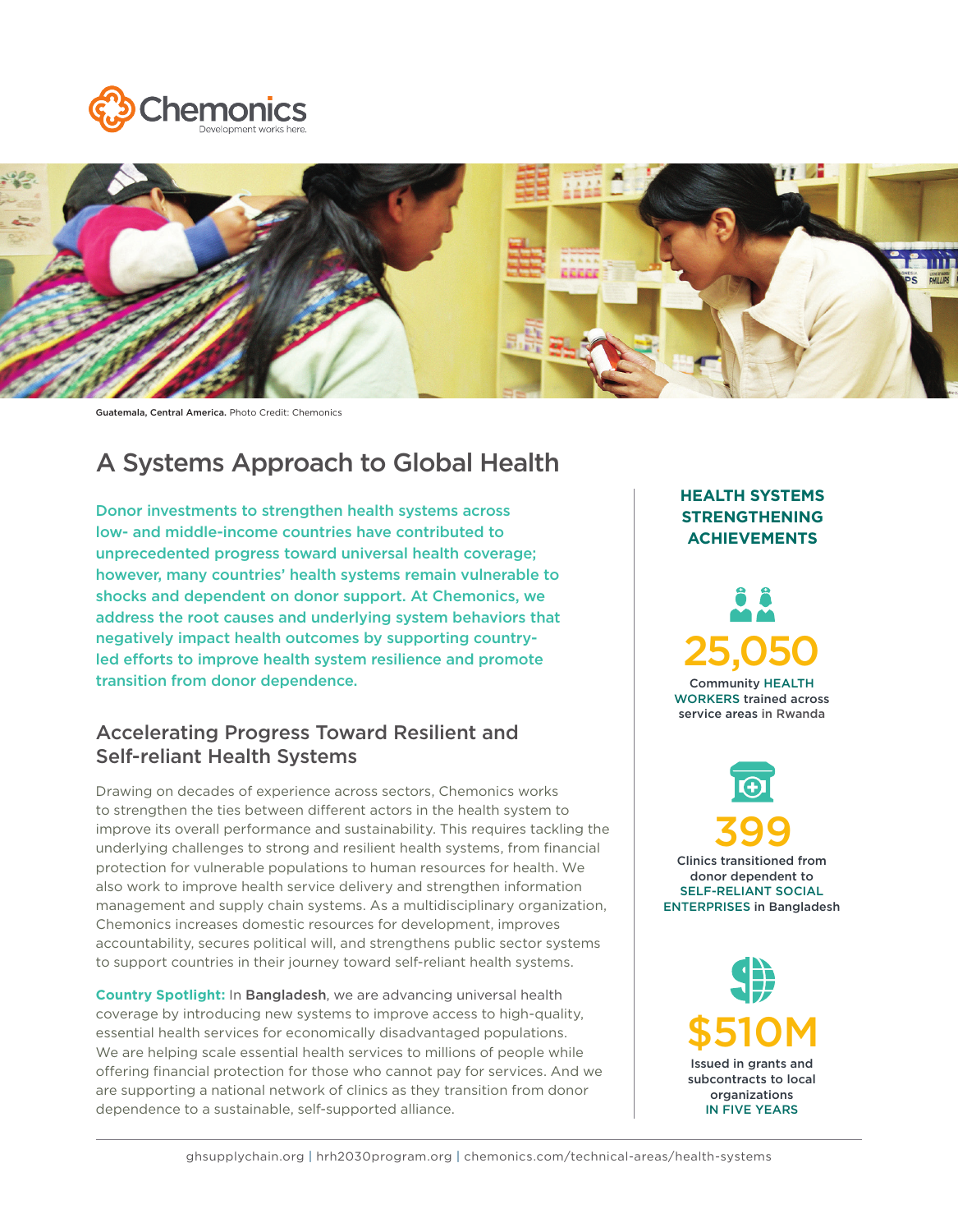Chemonics

Development works here.

**Guatemala, Central America.** Photo Credit: Chemonics

# A Systems Approach to Global Health

**Donor investments to strengthen health systems across low- and middle-income countries have contributed to unprecedented progress toward universal health coverage; however, many countries' health systems remain vulnerable to shocks and dependent on donor support. At Chemonics, we address the root causes and underlying system behaviors that negatively impact health outcomes by supporting country-led efforts to improve health system resilience and promote transition from donor dependence.**

## Accelerating Progress Toward Resilient and Self-reliant Health Systems

Drawing on decades of experience across sectors, Chemonics works to strengthen the ties between different actors in the health system to improve its overall performance and sustainability. This requires tackling the underlying challenges to strong and resilient health systems, from financial protection for vulnerable populations to human resources for health. We also work to improve health service delivery and strengthen information management and supply chain systems. As a multidisciplinary organization, Chemonics increases domestic resources for development, improves accountability, secures political will, and strengthens public sector systems to support countries in their journey toward self-reliant health systems.

**Country Spotlight:** In **Bangladesh**, we are advancing universal health coverage by introducing new systems to improve access to high-quality, essential health services for economically disadvantaged populations. We are helping scale essential health services to millions of people while offering financial protection for those who cannot pay for services. And we are supporting a national network of clinics as they transition from donor dependence to a sustainable, self-supported alliance.

### HEALTH SYSTEMS STRENGTHENING ACHIEVEMENTS

**25,050**

Community HEALTH WORKERS trained across service areas in Rwanda

**399**

Clinics transitioned from donor dependent to SELF-RELIANT SOCIAL ENTERPRISES in Bangladesh

**$510M**

Issued in grants and subcontracts to local organizations IN FIVE YEARS

ghsupplychain.org | hrh2030program.org | chemonics.com/technical-areas/health-systems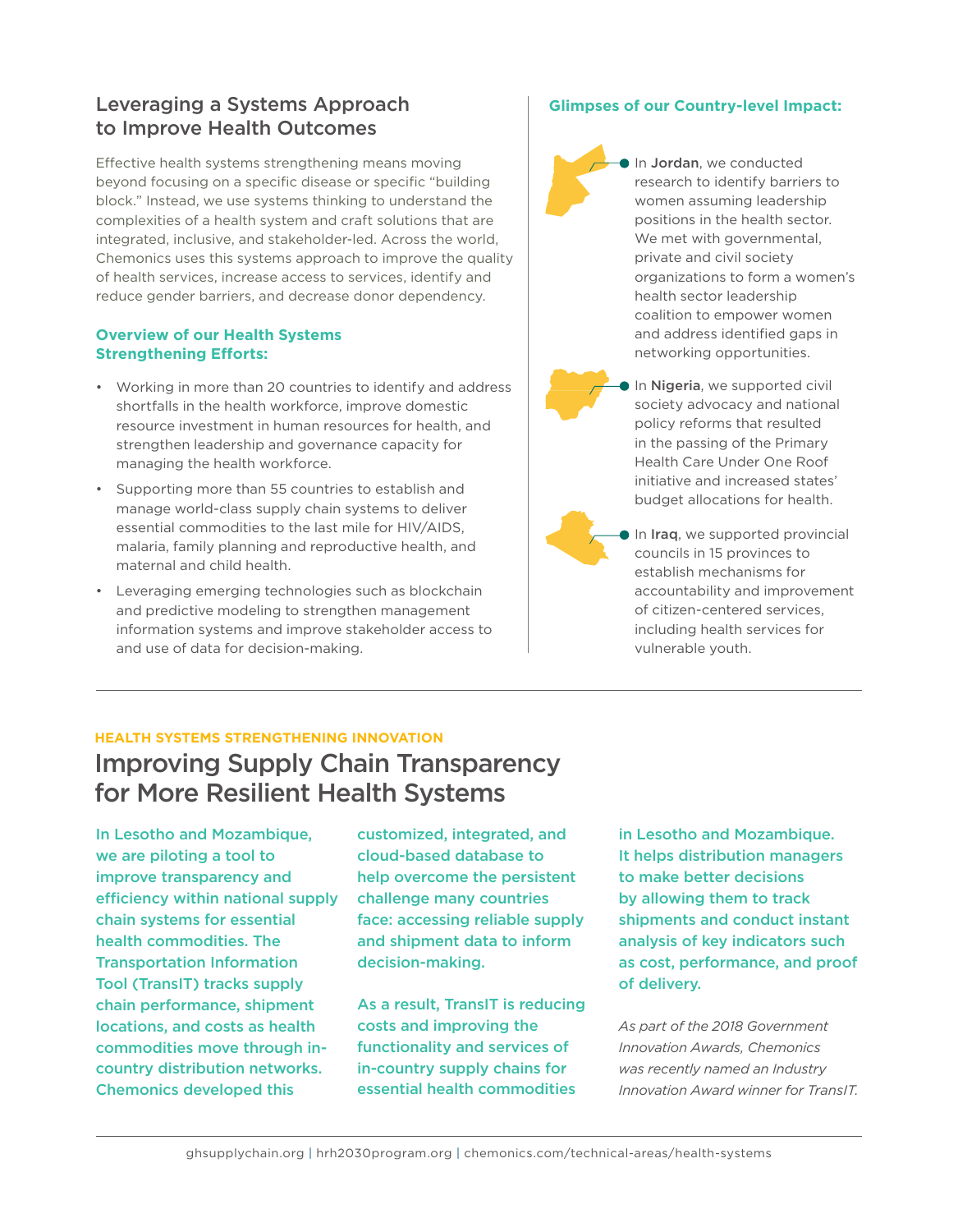## Leveraging a Systems Approach to Improve Health Outcomes

Effective health systems strengthening means moving beyond focusing on a specific disease or specific "building block." Instead, we use systems thinking to understand the complexities of a health system and craft solutions that are integrated, inclusive, and stakeholder-led. Across the world, Chemonics uses this systems approach to improve the quality of health services, increase access to services, identify and reduce gender barriers, and decrease donor dependency.

### Overview of our Health Systems Strengthening Efforts:

- Working in more than 20 countries to identify and address shortfalls in the health workforce, improve domestic resource investment in human resources for health, and strengthen leadership and governance capacity for managing the health workforce.
- Supporting more than 55 countries to establish and manage world-class supply chain systems to deliver essential commodities to the last mile for HIV/AIDS, malaria, family planning and reproductive health, and maternal and child health.
- Leveraging emerging technologies such as blockchain and predictive modeling to strengthen management information systems and improve stakeholder access to and use of data for decision-making.

### Glimpses of our Country-level Impact:

In **Jordan**, we conducted research to identify barriers to women assuming leadership positions in the health sector. We met with governmental, private and civil society organizations to form a women's health sector leadership coalition to empower women and address identified gaps in networking opportunities.

In **Nigeria**, we supported civil society advocacy and national policy reforms that resulted in the passing of the Primary Health Care Under One Roof initiative and increased states' budget allocations for health.

In **Iraq**, we supported provincial councils in 15 provinces to establish mechanisms for accountability and improvement of citizen-centered services, including health services for vulnerable youth.

---

**HEALTH SYSTEMS STRENGTHENING INNOVATION**

## Improving Supply Chain Transparency for More Resilient Health Systems

**In Lesotho and Mozambique, we are piloting a tool to improve transparency and efficiency within national supply chain systems for essential health commodities. The Transportation Information Tool (TransIT) tracks supply chain performance, shipment locations, and costs as health commodities move through in-country distribution networks. Chemonics developed this customized, integrated, and cloud-based database to help overcome the persistent challenge many countries face: accessing reliable supply and shipment data to inform decision-making.**

**As a result, TransIT is reducing costs and improving the functionality and services of in-country supply chains for essential health commodities in Lesotho and Mozambique. It helps distribution managers to make better decisions by allowing them to track shipments and conduct instant analysis of key indicators such as cost, performance, and proof of delivery.**

*As part of the 2018 Government Innovation Awards, Chemonics was recently named an Industry Innovation Award winner for TransIT.*

ghsupplychain.org | hrh2030program.org | chemonics.com/technical-areas/health-systems